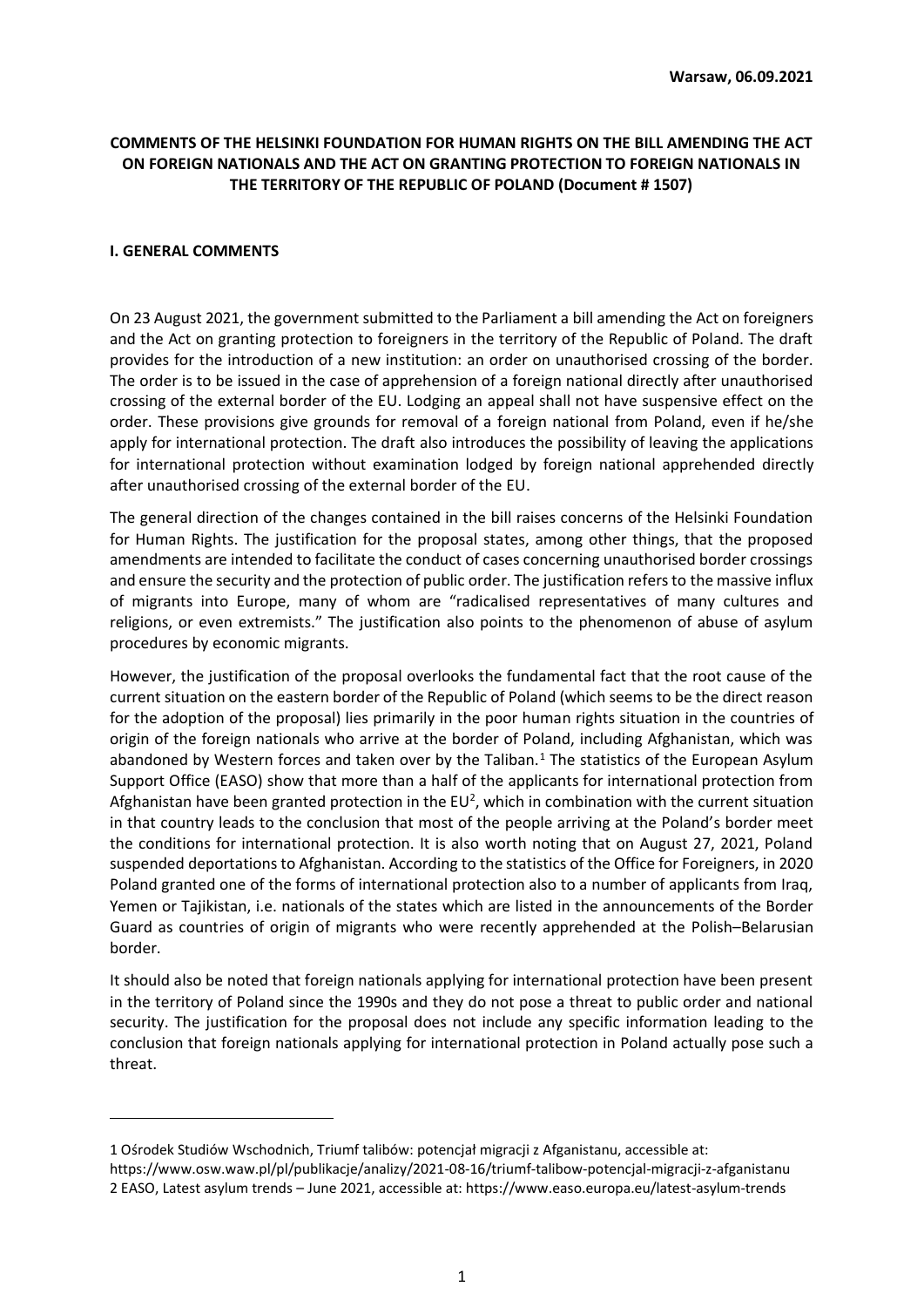**Warsaw, 06.09.2021**

**COMMENTS OF THE HELSINKI FOUNDATION FOR HUMAN RIGHTS ON THE BILL AMENDING THE ACT ON FOREIGN NATIONALS AND THE ACT ON GRANTING PROTECTION TO FOREIGN NATIONALS IN THE TERRITORY OF THE REPUBLIC OF POLAND (Document # 1507)**

## I. GENERAL COMMENTS

On 23 August 2021, the government submitted to the Parliament a bill amending the Act on foreigners and the Act on granting protection to foreigners in the territory of the Republic of Poland. The draft provides for the introduction of a new institution: an order on unauthorised crossing of the border. The order is to be issued in the case of apprehension of a foreign national directly after unauthorised crossing of the external border of the EU. Lodging an appeal shall not have suspensive effect on the order. These provisions give grounds for removal of a foreign national from Poland, even if he/she apply for international protection. The draft also introduces the possibility of leaving the applications for international protection without examination lodged by foreign national apprehended directly after unauthorised crossing of the external border of the EU.

The general direction of the changes contained in the bill raises concerns of the Helsinki Foundation for Human Rights. The justification for the proposal states, among other things, that the proposed amendments are intended to facilitate the conduct of cases concerning unauthorised border crossings and ensure the security and the protection of public order. The justification refers to the massive influx of migrants into Europe, many of whom are "radicalised representatives of many cultures and religions, or even extremists." The justification also points to the phenomenon of abuse of asylum procedures by economic migrants.

However, the justification of the proposal overlooks the fundamental fact that the root cause of the current situation on the eastern border of the Republic of Poland (which seems to be the direct reason for the adoption of the proposal) lies primarily in the poor human rights situation in the countries of origin of the foreign nationals who arrive at the border of Poland, including Afghanistan, which was abandoned by Western forces and taken over by the Taliban.[1] The statistics of the European Asylum Support Office (EASO) show that more than a half of the applicants for international protection from Afghanistan have been granted protection in the EU[2], which in combination with the current situation in that country leads to the conclusion that most of the people arriving at the Poland's border meet the conditions for international protection. It is also worth noting that on August 27, 2021, Poland suspended deportations to Afghanistan. According to the statistics of the Office for Foreigners, in 2020 Poland granted one of the forms of international protection also to a number of applicants from Iraq, Yemen or Tajikistan, i.e. nationals of the states which are listed in the announcements of the Border Guard as countries of origin of migrants who were recently apprehended at the Polish–Belarusian border.

It should also be noted that foreign nationals applying for international protection have been present in the territory of Poland since the 1990s and they do not pose a threat to public order and national security. The justification for the proposal does not include any specific information leading to the conclusion that foreign nationals applying for international protection in Poland actually pose such a threat.

---

1 Ośrodek Studiów Wschodnich, Triumf talibów: potencjał migracji z Afganistanu, accessible at: https://www.osw.waw.pl/pl/publikacje/analizy/2021-08-16/triumf-talibow-potencjal-migracji-z-afganistanu

2 EASO, Latest asylum trends – June 2021, accessible at: https://www.easo.europa.eu/latest-asylum-trends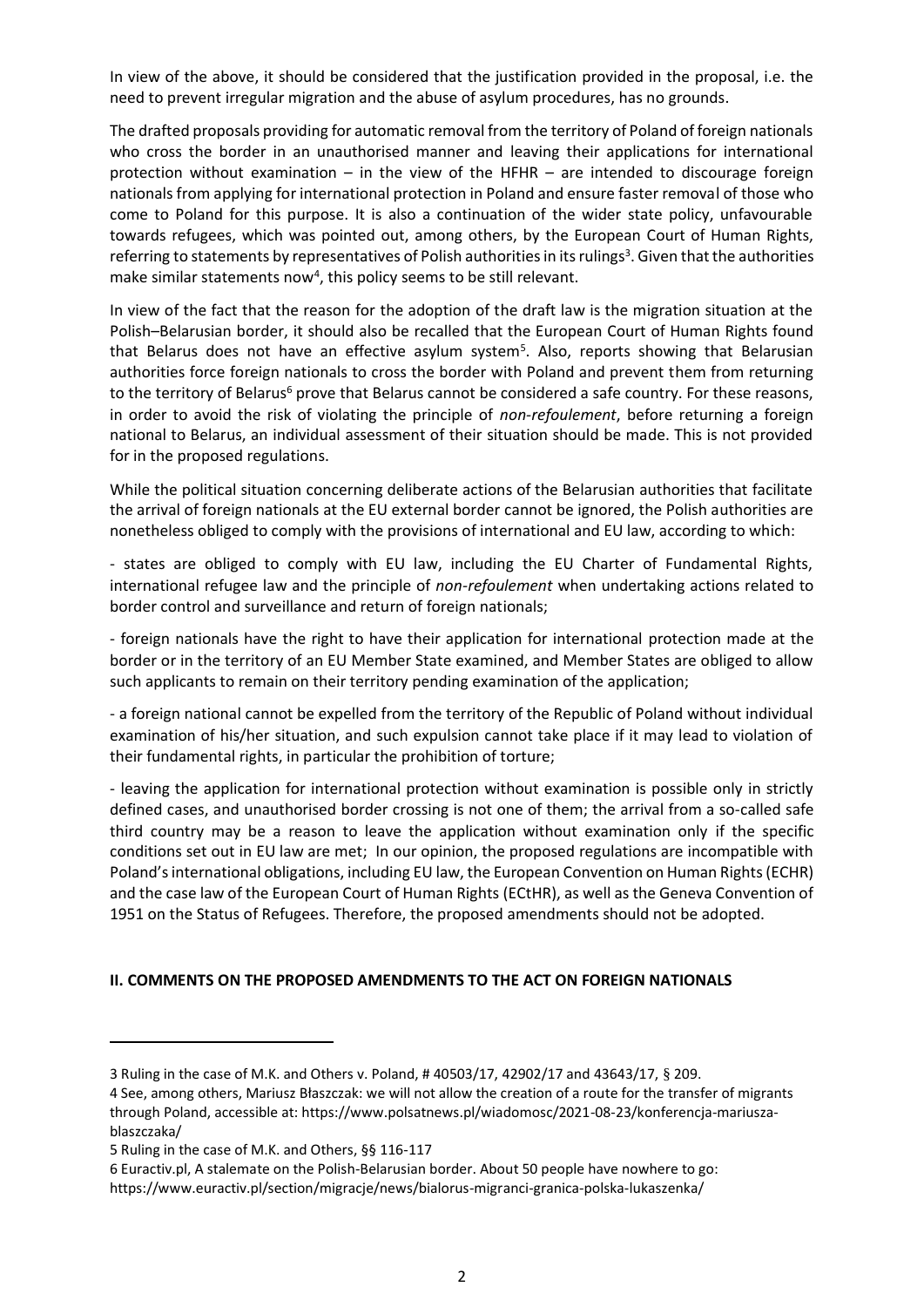In view of the above, it should be considered that the justification provided in the proposal, i.e. the need to prevent irregular migration and the abuse of asylum procedures, has no grounds.

The drafted proposals providing for automatic removal from the territory of Poland of foreign nationals who cross the border in an unauthorised manner and leaving their applications for international protection without examination – in the view of the HFHR – are intended to discourage foreign nationals from applying for international protection in Poland and ensure faster removal of those who come to Poland for this purpose. It is also a continuation of the wider state policy, unfavourable towards refugees, which was pointed out, among others, by the European Court of Human Rights, referring to statements by representatives of Polish authorities in its rulings[3]. Given that the authorities make similar statements now[4], this policy seems to be still relevant.

In view of the fact that the reason for the adoption of the draft law is the migration situation at the Polish–Belarusian border, it should also be recalled that the European Court of Human Rights found that Belarus does not have an effective asylum system[5]. Also, reports showing that Belarusian authorities force foreign nationals to cross the border with Poland and prevent them from returning to the territory of Belarus[6] prove that Belarus cannot be considered a safe country. For these reasons, in order to avoid the risk of violating the principle of *non-refoulement*, before returning a foreign national to Belarus, an individual assessment of their situation should be made. This is not provided for in the proposed regulations.

While the political situation concerning deliberate actions of the Belarusian authorities that facilitate the arrival of foreign nationals at the EU external border cannot be ignored, the Polish authorities are nonetheless obliged to comply with the provisions of international and EU law, according to which:

- states are obliged to comply with EU law, including the EU Charter of Fundamental Rights, international refugee law and the principle of *non-refoulement* when undertaking actions related to border control and surveillance and return of foreign nationals;

- foreign nationals have the right to have their application for international protection made at the border or in the territory of an EU Member State examined, and Member States are obliged to allow such applicants to remain on their territory pending examination of the application;

- a foreign national cannot be expelled from the territory of the Republic of Poland without individual examination of his/her situation, and such expulsion cannot take place if it may lead to violation of their fundamental rights, in particular the prohibition of torture;

- leaving the application for international protection without examination is possible only in strictly defined cases, and unauthorised border crossing is not one of them; the arrival from a so-called safe third country may be a reason to leave the application without examination only if the specific conditions set out in EU law are met; In our opinion, the proposed regulations are incompatible with Poland's international obligations, including EU law, the European Convention on Human Rights (ECHR) and the case law of the European Court of Human Rights (ECtHR), as well as the Geneva Convention of 1951 on the Status of Refugees. Therefore, the proposed amendments should not be adopted.

## II. COMMENTS ON THE PROPOSED AMENDMENTS TO THE ACT ON FOREIGN NATIONALS

---

3 Ruling in the case of M.K. and Others v. Poland, # 40503/17, 42902/17 and 43643/17, § 209.

4 See, among others, Mariusz Błaszczak: we will not allow the creation of a route for the transfer of migrants through Poland, accessible at: https://www.polsatnews.pl/wiadomosc/2021-08-23/konferencja-mariusza-blaszczaka/

5 Ruling in the case of M.K. and Others, §§ 116-117

6 Euractiv.pl, A stalemate on the Polish-Belarusian border. About 50 people have nowhere to go: https://www.euractiv.pl/section/migracje/news/bialorus-migranci-granica-polska-lukaszenka/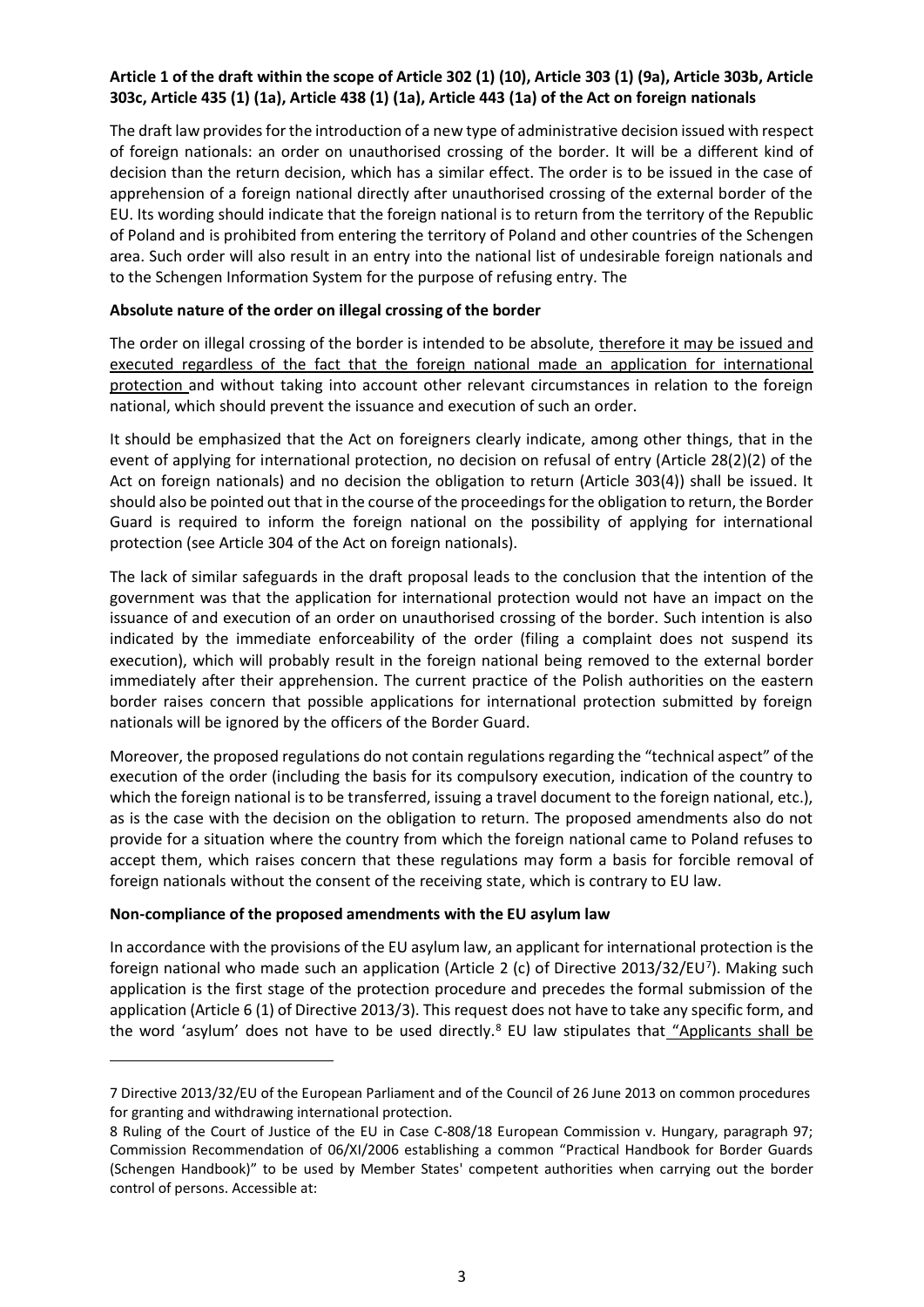**Article 1 of the draft within the scope of Article 302 (1) (10), Article 303 (1) (9a), Article 303b, Article 303c, Article 435 (1) (1a), Article 438 (1) (1a), Article 443 (1a) of the Act on foreign nationals**

The draft law provides for the introduction of a new type of administrative decision issued with respect of foreign nationals: an order on unauthorised crossing of the border. It will be a different kind of decision than the return decision, which has a similar effect. The order is to be issued in the case of apprehension of a foreign national directly after unauthorised crossing of the external border of the EU. Its wording should indicate that the foreign national is to return from the territory of the Republic of Poland and is prohibited from entering the territory of Poland and other countries of the Schengen area. Such order will also result in an entry into the national list of undesirable foreign nationals and to the Schengen Information System for the purpose of refusing entry. The

**Absolute nature of the order on illegal crossing of the border**

The order on illegal crossing of the border is intended to be absolute, therefore it may be issued and executed regardless of the fact that the foreign national made an application for international protection and without taking into account other relevant circumstances in relation to the foreign national, which should prevent the issuance and execution of such an order.

It should be emphasized that the Act on foreigners clearly indicate, among other things, that in the event of applying for international protection, no decision on refusal of entry (Article 28(2)(2) of the Act on foreign nationals) and no decision the obligation to return (Article 303(4)) shall be issued. It should also be pointed out that in the course of the proceedings for the obligation to return, the Border Guard is required to inform the foreign national on the possibility of applying for international protection (see Article 304 of the Act on foreign nationals).

The lack of similar safeguards in the draft proposal leads to the conclusion that the intention of the government was that the application for international protection would not have an impact on the issuance of and execution of an order on unauthorised crossing of the border. Such intention is also indicated by the immediate enforceability of the order (filing a complaint does not suspend its execution), which will probably result in the foreign national being removed to the external border immediately after their apprehension. The current practice of the Polish authorities on the eastern border raises concern that possible applications for international protection submitted by foreign nationals will be ignored by the officers of the Border Guard.

Moreover, the proposed regulations do not contain regulations regarding the "technical aspect" of the execution of the order (including the basis for its compulsory execution, indication of the country to which the foreign national is to be transferred, issuing a travel document to the foreign national, etc.), as is the case with the decision on the obligation to return. The proposed amendments also do not provide for a situation where the country from which the foreign national came to Poland refuses to accept them, which raises concern that these regulations may form a basis for forcible removal of foreign nationals without the consent of the receiving state, which is contrary to EU law.

**Non-compliance of the proposed amendments with the EU asylum law**

In accordance with the provisions of the EU asylum law, an applicant for international protection is the foreign national who made such an application (Article 2 (c) of Directive 2013/32/EU[7]). Making such application is the first stage of the protection procedure and precedes the formal submission of the application (Article 6 (1) of Directive 2013/3). This request does not have to take any specific form, and the word 'asylum' does not have to be used directly.[8] EU law stipulates that "Applicants shall be

---

7 Directive 2013/32/EU of the European Parliament and of the Council of 26 June 2013 on common procedures for granting and withdrawing international protection.

8 Ruling of the Court of Justice of the EU in Case C-808/18 European Commission v. Hungary, paragraph 97; Commission Recommendation of 06/XI/2006 establishing a common "Practical Handbook for Border Guards (Schengen Handbook)" to be used by Member States' competent authorities when carrying out the border control of persons. Accessible at: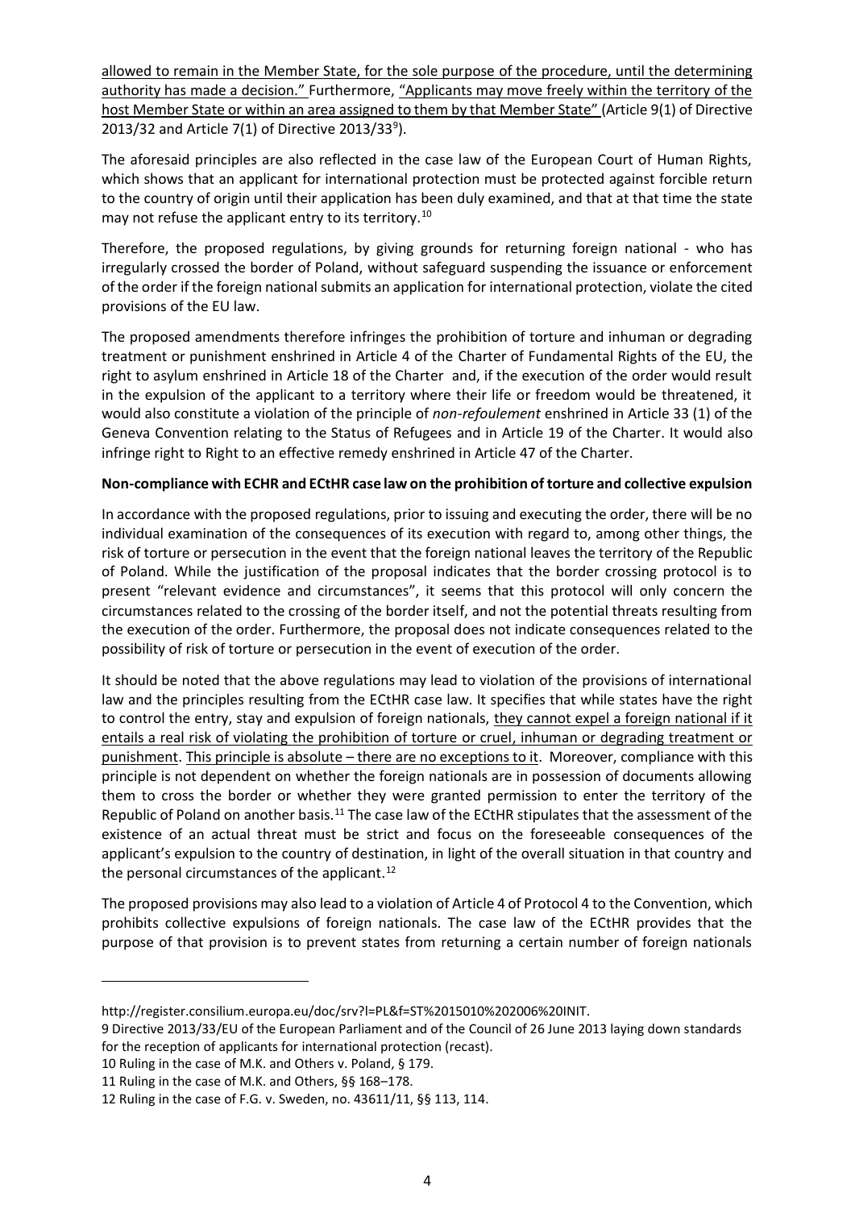allowed to remain in the Member State, for the sole purpose of the procedure, until the determining authority has made a decision." Furthermore, "Applicants may move freely within the territory of the host Member State or within an area assigned to them by that Member State" (Article 9(1) of Directive 2013/32 and Article 7(1) of Directive 2013/33[9]).

The aforesaid principles are also reflected in the case law of the European Court of Human Rights, which shows that an applicant for international protection must be protected against forcible return to the country of origin until their application has been duly examined, and that at that time the state may not refuse the applicant entry to its territory.[10]

Therefore, the proposed regulations, by giving grounds for returning foreign national - who has irregularly crossed the border of Poland, without safeguard suspending the issuance or enforcement of the order if the foreign national submits an application for international protection, violate the cited provisions of the EU law.

The proposed amendments therefore infringes the prohibition of torture and inhuman or degrading treatment or punishment enshrined in Article 4 of the Charter of Fundamental Rights of the EU, the right to asylum enshrined in Article 18 of the Charter and, if the execution of the order would result in the expulsion of the applicant to a territory where their life or freedom would be threatened, it would also constitute a violation of the principle of *non-refoulement* enshrined in Article 33 (1) of the Geneva Convention relating to the Status of Refugees and in Article 19 of the Charter. It would also infringe right to Right to an effective remedy enshrined in Article 47 of the Charter.

**Non-compliance with ECHR and ECtHR case law on the prohibition of torture and collective expulsion**

In accordance with the proposed regulations, prior to issuing and executing the order, there will be no individual examination of the consequences of its execution with regard to, among other things, the risk of torture or persecution in the event that the foreign national leaves the territory of the Republic of Poland. While the justification of the proposal indicates that the border crossing protocol is to present "relevant evidence and circumstances", it seems that this protocol will only concern the circumstances related to the crossing of the border itself, and not the potential threats resulting from the execution of the order. Furthermore, the proposal does not indicate consequences related to the possibility of risk of torture or persecution in the event of execution of the order.

It should be noted that the above regulations may lead to violation of the provisions of international law and the principles resulting from the ECtHR case law. It specifies that while states have the right to control the entry, stay and expulsion of foreign nationals, they cannot expel a foreign national if it entails a real risk of violating the prohibition of torture or cruel, inhuman or degrading treatment or punishment. This principle is absolute – there are no exceptions to it. Moreover, compliance with this principle is not dependent on whether the foreign nationals are in possession of documents allowing them to cross the border or whether they were granted permission to enter the territory of the Republic of Poland on another basis.[11] The case law of the ECtHR stipulates that the assessment of the existence of an actual threat must be strict and focus on the foreseeable consequences of the applicant's expulsion to the country of destination, in light of the overall situation in that country and the personal circumstances of the applicant.[12]

The proposed provisions may also lead to a violation of Article 4 of Protocol 4 to the Convention, which prohibits collective expulsions of foreign nationals. The case law of the ECtHR provides that the purpose of that provision is to prevent states from returning a certain number of foreign nationals

---

http://register.consilium.europa.eu/doc/srv?l=PL&f=ST%2015010%202006%20INIT.

9 Directive 2013/33/EU of the European Parliament and of the Council of 26 June 2013 laying down standards for the reception of applicants for international protection (recast).

10 Ruling in the case of M.K. and Others v. Poland, § 179.

11 Ruling in the case of M.K. and Others, §§ 168–178.

12 Ruling in the case of F.G. v. Sweden, no. 43611/11, §§ 113, 114.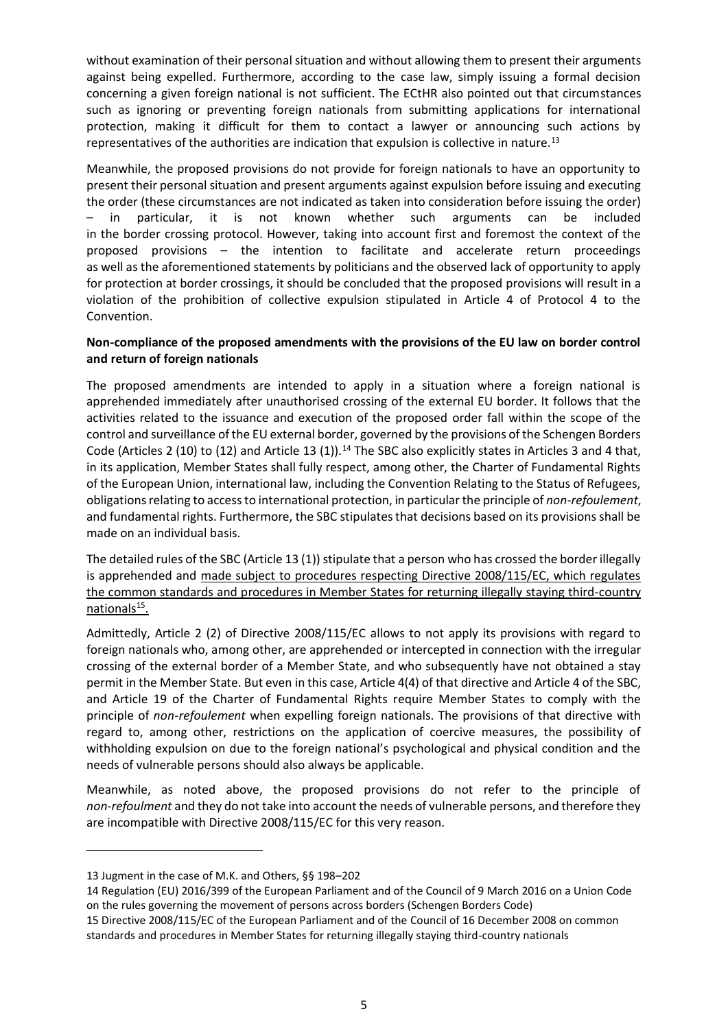without examination of their personal situation and without allowing them to present their arguments against being expelled. Furthermore, according to the case law, simply issuing a formal decision concerning a given foreign national is not sufficient. The ECtHR also pointed out that circumstances such as ignoring or preventing foreign nationals from submitting applications for international protection, making it difficult for them to contact a lawyer or announcing such actions by representatives of the authorities are indication that expulsion is collective in nature.[13]

Meanwhile, the proposed provisions do not provide for foreign nationals to have an opportunity to present their personal situation and present arguments against expulsion before issuing and executing the order (these circumstances are not indicated as taken into consideration before issuing the order) – in particular, it is not known whether such arguments can be included in the border crossing protocol. However, taking into account first and foremost the context of the proposed provisions – the intention to facilitate and accelerate return proceedings as well as the aforementioned statements by politicians and the observed lack of opportunity to apply for protection at border crossings, it should be concluded that the proposed provisions will result in a violation of the prohibition of collective expulsion stipulated in Article 4 of Protocol 4 to the Convention.

**Non-compliance of the proposed amendments with the provisions of the EU law on border control and return of foreign nationals**

The proposed amendments are intended to apply in a situation where a foreign national is apprehended immediately after unauthorised crossing of the external EU border. It follows that the activities related to the issuance and execution of the proposed order fall within the scope of the control and surveillance of the EU external border, governed by the provisions of the Schengen Borders Code (Articles 2 (10) to (12) and Article 13 (1)).[14] The SBC also explicitly states in Articles 3 and 4 that, in its application, Member States shall fully respect, among other, the Charter of Fundamental Rights of the European Union, international law, including the Convention Relating to the Status of Refugees, obligations relating to access to international protection, in particular the principle of *non-refoulement*, and fundamental rights. Furthermore, the SBC stipulates that decisions based on its provisions shall be made on an individual basis.

The detailed rules of the SBC (Article 13 (1)) stipulate that a person who has crossed the border illegally is apprehended and made subject to procedures respecting Directive 2008/115/EC, which regulates the common standards and procedures in Member States for returning illegally staying third-country nationals[15].

Admittedly, Article 2 (2) of Directive 2008/115/EC allows to not apply its provisions with regard to foreign nationals who, among other, are apprehended or intercepted in connection with the irregular crossing of the external border of a Member State, and who subsequently have not obtained a stay permit in the Member State. But even in this case, Article 4(4) of that directive and Article 4 of the SBC, and Article 19 of the Charter of Fundamental Rights require Member States to comply with the principle of *non-refoulement* when expelling foreign nationals. The provisions of that directive with regard to, among other, restrictions on the application of coercive measures, the possibility of withholding expulsion on due to the foreign national's psychological and physical condition and the needs of vulnerable persons should also always be applicable.

Meanwhile, as noted above, the proposed provisions do not refer to the principle of *non-refoulment* and they do not take into account the needs of vulnerable persons, and therefore they are incompatible with Directive 2008/115/EC for this very reason.

---

13 Jugment in the case of M.K. and Others, §§ 198–202

14 Regulation (EU) 2016/399 of the European Parliament and of the Council of 9 March 2016 on a Union Code on the rules governing the movement of persons across borders (Schengen Borders Code)

15 Directive 2008/115/EC of the European Parliament and of the Council of 16 December 2008 on common standards and procedures in Member States for returning illegally staying third-country nationals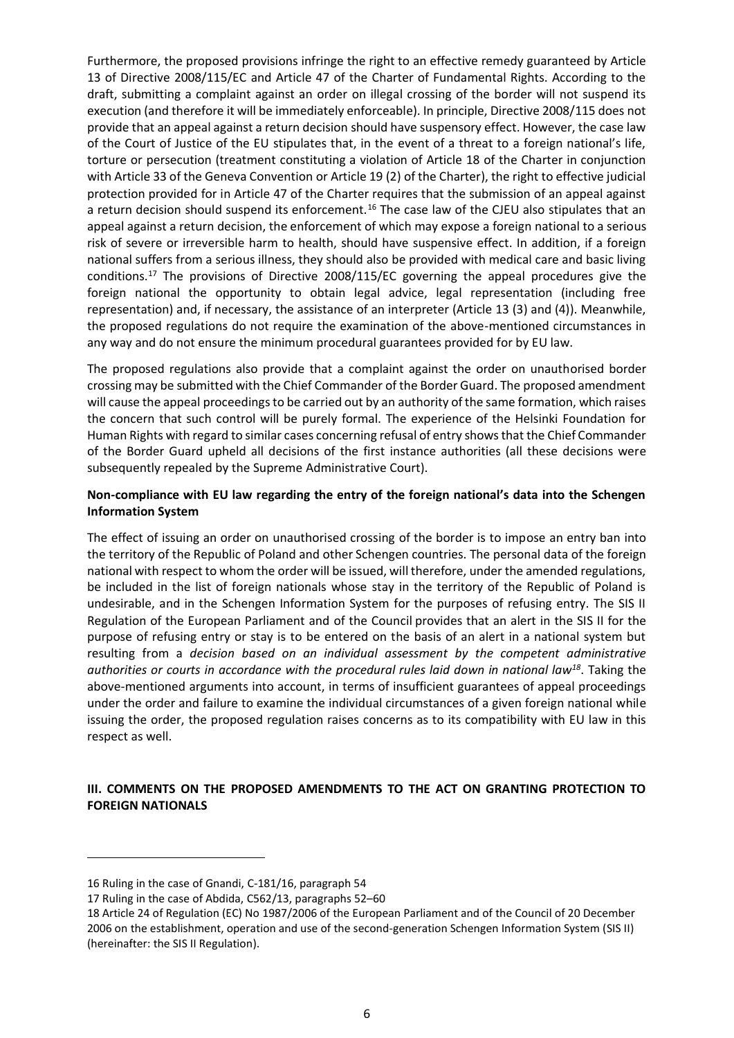Furthermore, the proposed provisions infringe the right to an effective remedy guaranteed by Article 13 of Directive 2008/115/EC and Article 47 of the Charter of Fundamental Rights. According to the draft, submitting a complaint against an order on illegal crossing of the border will not suspend its execution (and therefore it will be immediately enforceable). In principle, Directive 2008/115 does not provide that an appeal against a return decision should have suspensory effect. However, the case law of the Court of Justice of the EU stipulates that, in the event of a threat to a foreign national's life, torture or persecution (treatment constituting a violation of Article 18 of the Charter in conjunction with Article 33 of the Geneva Convention or Article 19 (2) of the Charter), the right to effective judicial protection provided for in Article 47 of the Charter requires that the submission of an appeal against a return decision should suspend its enforcement.[16] The case law of the CJEU also stipulates that an appeal against a return decision, the enforcement of which may expose a foreign national to a serious risk of severe or irreversible harm to health, should have suspensive effect. In addition, if a foreign national suffers from a serious illness, they should also be provided with medical care and basic living conditions.[17] The provisions of Directive 2008/115/EC governing the appeal procedures give the foreign national the opportunity to obtain legal advice, legal representation (including free representation) and, if necessary, the assistance of an interpreter (Article 13 (3) and (4)). Meanwhile, the proposed regulations do not require the examination of the above-mentioned circumstances in any way and do not ensure the minimum procedural guarantees provided for by EU law.

The proposed regulations also provide that a complaint against the order on unauthorised border crossing may be submitted with the Chief Commander of the Border Guard. The proposed amendment will cause the appeal proceedings to be carried out by an authority of the same formation, which raises the concern that such control will be purely formal. The experience of the Helsinki Foundation for Human Rights with regard to similar cases concerning refusal of entry shows that the Chief Commander of the Border Guard upheld all decisions of the first instance authorities (all these decisions were subsequently repealed by the Supreme Administrative Court).

**Non-compliance with EU law regarding the entry of the foreign national's data into the Schengen Information System**

The effect of issuing an order on unauthorised crossing of the border is to impose an entry ban into the territory of the Republic of Poland and other Schengen countries. The personal data of the foreign national with respect to whom the order will be issued, will therefore, under the amended regulations, be included in the list of foreign nationals whose stay in the territory of the Republic of Poland is undesirable, and in the Schengen Information System for the purposes of refusing entry. The SIS II Regulation of the European Parliament and of the Council provides that an alert in the SIS II for the purpose of refusing entry or stay is to be entered on the basis of an alert in a national system but resulting from a *decision based on an individual assessment by the competent administrative authorities or courts in accordance with the procedural rules laid down in national law*[18]. Taking the above-mentioned arguments into account, in terms of insufficient guarantees of appeal proceedings under the order and failure to examine the individual circumstances of a given foreign national while issuing the order, the proposed regulation raises concerns as to its compatibility with EU law in this respect as well.

## III. COMMENTS ON THE PROPOSED AMENDMENTS TO THE ACT ON GRANTING PROTECTION TO FOREIGN NATIONALS

---

16 Ruling in the case of Gnandi, C-181/16, paragraph 54

17 Ruling in the case of Abdida, C562/13, paragraphs 52–60

18 Article 24 of Regulation (EC) No 1987/2006 of the European Parliament and of the Council of 20 December 2006 on the establishment, operation and use of the second-generation Schengen Information System (SIS II) (hereinafter: the SIS II Regulation).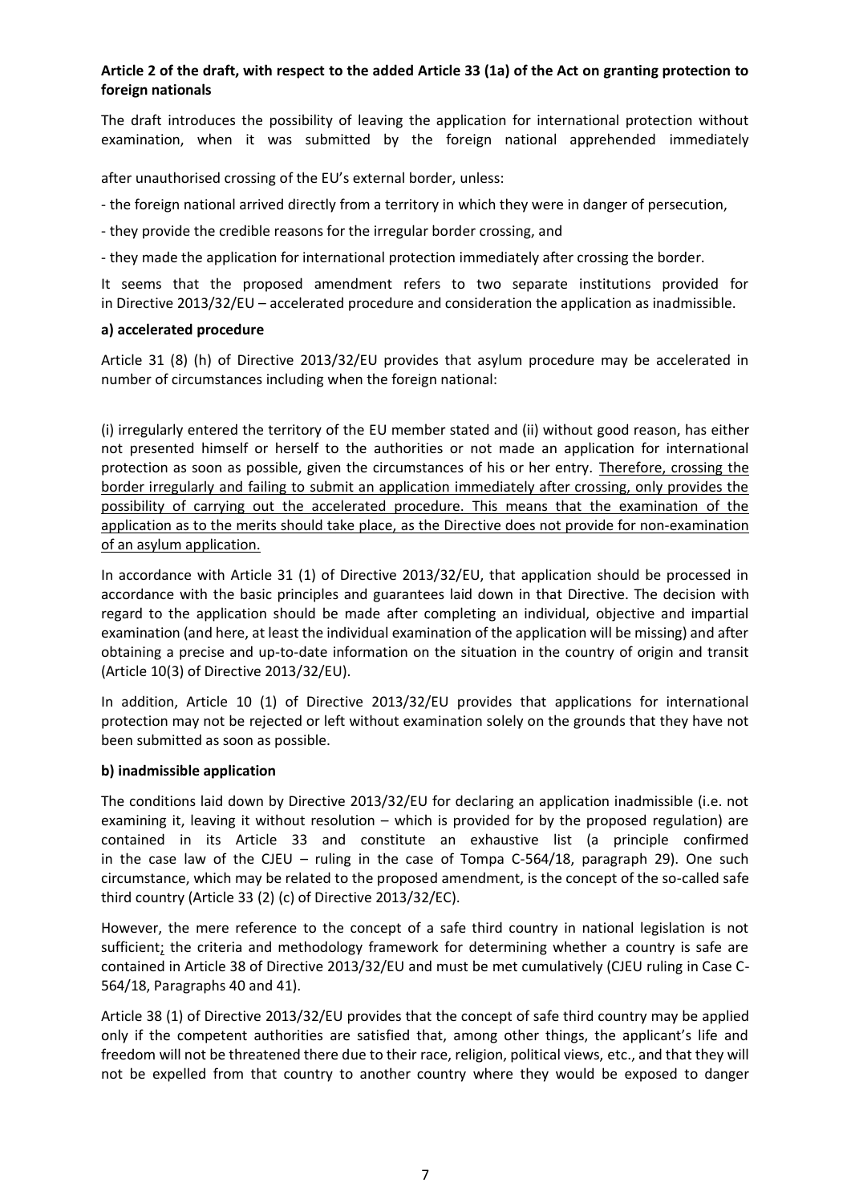**Article 2 of the draft, with respect to the added Article 33 (1a) of the Act on granting protection to foreign nationals**

The draft introduces the possibility of leaving the application for international protection without examination, when it was submitted by the foreign national apprehended immediately

after unauthorised crossing of the EU's external border, unless:

- the foreign national arrived directly from a territory in which they were in danger of persecution,
- they provide the credible reasons for the irregular border crossing, and
- they made the application for international protection immediately after crossing the border.

It seems that the proposed amendment refers to two separate institutions provided for in Directive 2013/32/EU – accelerated procedure and consideration the application as inadmissible.

**a) accelerated procedure**

Article 31 (8) (h) of Directive 2013/32/EU provides that asylum procedure may be accelerated in number of circumstances including when the foreign national:

(i) irregularly entered the territory of the EU member stated and (ii) without good reason, has either not presented himself or herself to the authorities or not made an application for international protection as soon as possible, given the circumstances of his or her entry. <u>Therefore, crossing the border irregularly and failing to submit an application immediately after crossing, only provides the possibility of carrying out the accelerated procedure. This means that the examination of the application as to the merits should take place, as the Directive does not provide for non-examination of an asylum application.</u>

In accordance with Article 31 (1) of Directive 2013/32/EU, that application should be processed in accordance with the basic principles and guarantees laid down in that Directive. The decision with regard to the application should be made after completing an individual, objective and impartial examination (and here, at least the individual examination of the application will be missing) and after obtaining a precise and up-to-date information on the situation in the country of origin and transit (Article 10(3) of Directive 2013/32/EU).

In addition, Article 10 (1) of Directive 2013/32/EU provides that applications for international protection may not be rejected or left without examination solely on the grounds that they have not been submitted as soon as possible.

**b) inadmissible application**

The conditions laid down by Directive 2013/32/EU for declaring an application inadmissible (i.e. not examining it, leaving it without resolution – which is provided for by the proposed regulation) are contained in its Article 33 and constitute an exhaustive list (a principle confirmed in the case law of the CJEU – ruling in the case of Tompa C-564/18, paragraph 29). One such circumstance, which may be related to the proposed amendment, is the concept of the so-called safe third country (Article 33 (2) (c) of Directive 2013/32/EC).

However, the mere reference to the concept of a safe third country in national legislation is not sufficient; the criteria and methodology framework for determining whether a country is safe are contained in Article 38 of Directive 2013/32/EU and must be met cumulatively (CJEU ruling in Case C-564/18, Paragraphs 40 and 41).

Article 38 (1) of Directive 2013/32/EU provides that the concept of safe third country may be applied only if the competent authorities are satisfied that, among other things, the applicant's life and freedom will not be threatened there due to their race, religion, political views, etc., and that they will not be expelled from that country to another country where they would be exposed to danger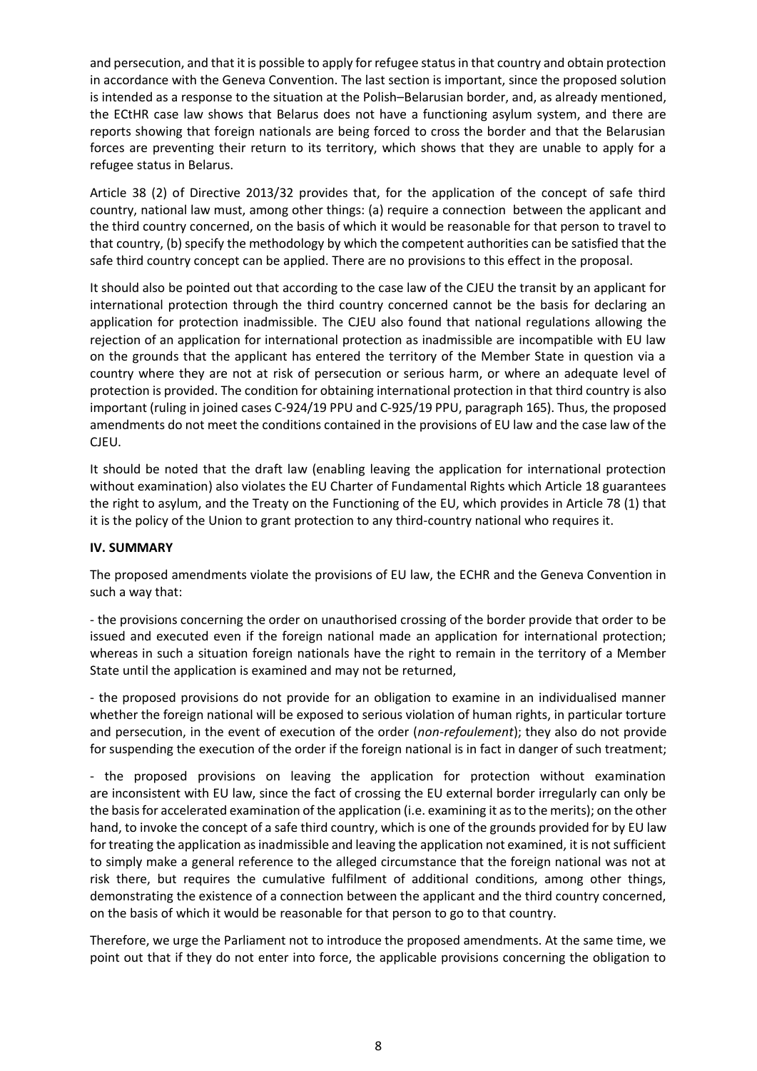and persecution, and that it is possible to apply for refugee status in that country and obtain protection in accordance with the Geneva Convention. The last section is important, since the proposed solution is intended as a response to the situation at the Polish–Belarusian border, and, as already mentioned, the ECtHR case law shows that Belarus does not have a functioning asylum system, and there are reports showing that foreign nationals are being forced to cross the border and that the Belarusian forces are preventing their return to its territory, which shows that they are unable to apply for a refugee status in Belarus.

Article 38 (2) of Directive 2013/32 provides that, for the application of the concept of safe third country, national law must, among other things: (a) require a connection between the applicant and the third country concerned, on the basis of which it would be reasonable for that person to travel to that country, (b) specify the methodology by which the competent authorities can be satisfied that the safe third country concept can be applied. There are no provisions to this effect in the proposal.

It should also be pointed out that according to the case law of the CJEU the transit by an applicant for international protection through the third country concerned cannot be the basis for declaring an application for protection inadmissible. The CJEU also found that national regulations allowing the rejection of an application for international protection as inadmissible are incompatible with EU law on the grounds that the applicant has entered the territory of the Member State in question via a country where they are not at risk of persecution or serious harm, or where an adequate level of protection is provided. The condition for obtaining international protection in that third country is also important (ruling in joined cases C-924/19 PPU and C-925/19 PPU, paragraph 165). Thus, the proposed amendments do not meet the conditions contained in the provisions of EU law and the case law of the CJEU.

It should be noted that the draft law (enabling leaving the application for international protection without examination) also violates the EU Charter of Fundamental Rights which Article 18 guarantees the right to asylum, and the Treaty on the Functioning of the EU, which provides in Article 78 (1) that it is the policy of the Union to grant protection to any third-country national who requires it.

## IV. SUMMARY

The proposed amendments violate the provisions of EU law, the ECHR and the Geneva Convention in such a way that:

- the provisions concerning the order on unauthorised crossing of the border provide that order to be issued and executed even if the foreign national made an application for international protection; whereas in such a situation foreign nationals have the right to remain in the territory of a Member State until the application is examined and may not be returned,

- the proposed provisions do not provide for an obligation to examine in an individualised manner whether the foreign national will be exposed to serious violation of human rights, in particular torture and persecution, in the event of execution of the order (*non-refoulement*); they also do not provide for suspending the execution of the order if the foreign national is in fact in danger of such treatment;

- the proposed provisions on leaving the application for protection without examination are inconsistent with EU law, since the fact of crossing the EU external border irregularly can only be the basis for accelerated examination of the application (i.e. examining it as to the merits); on the other hand, to invoke the concept of a safe third country, which is one of the grounds provided for by EU law for treating the application as inadmissible and leaving the application not examined, it is not sufficient to simply make a general reference to the alleged circumstance that the foreign national was not at risk there, but requires the cumulative fulfilment of additional conditions, among other things, demonstrating the existence of a connection between the applicant and the third country concerned, on the basis of which it would be reasonable for that person to go to that country.

Therefore, we urge the Parliament not to introduce the proposed amendments. At the same time, we point out that if they do not enter into force, the applicable provisions concerning the obligation to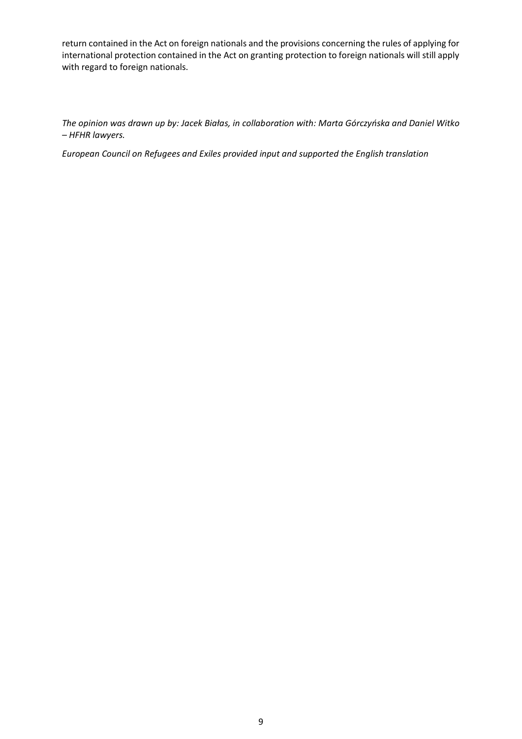return contained in the Act on foreign nationals and the provisions concerning the rules of applying for international protection contained in the Act on granting protection to foreign nationals will still apply with regard to foreign nationals.

*The opinion was drawn up by: Jacek Białas, in collaboration with: Marta Górczyńska and Daniel Witko – HFHR lawyers.*

*European Council on Refugees and Exiles provided input and supported the English translation*